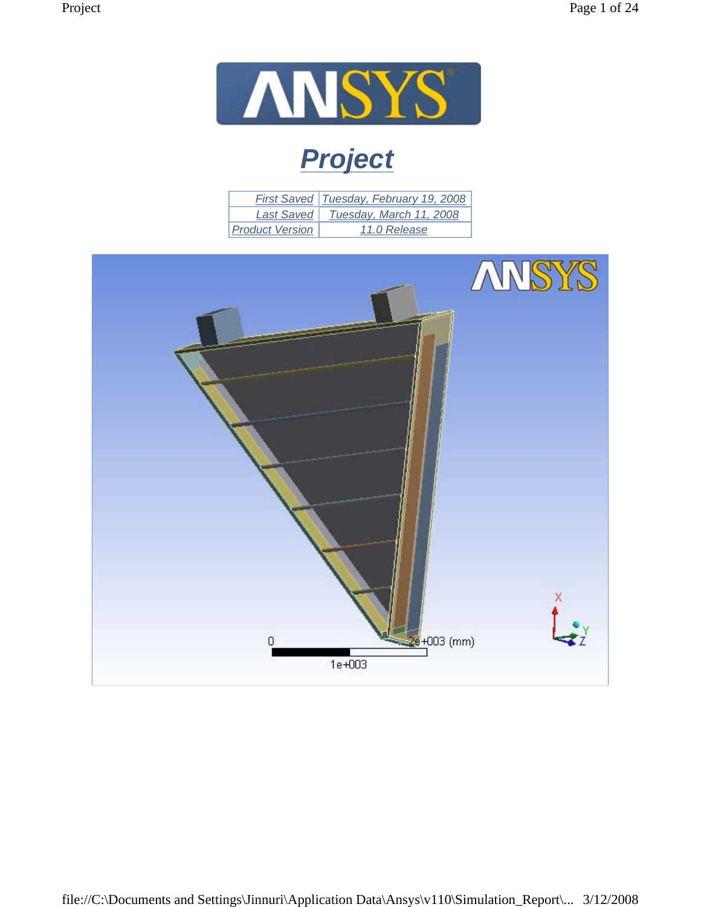# Project

| First Saved | Tuesday, February 19, 2008 |
|---|---|
| Last Saved | Tuesday, March 11, 2008 |
| Product Version | 11.0 Release |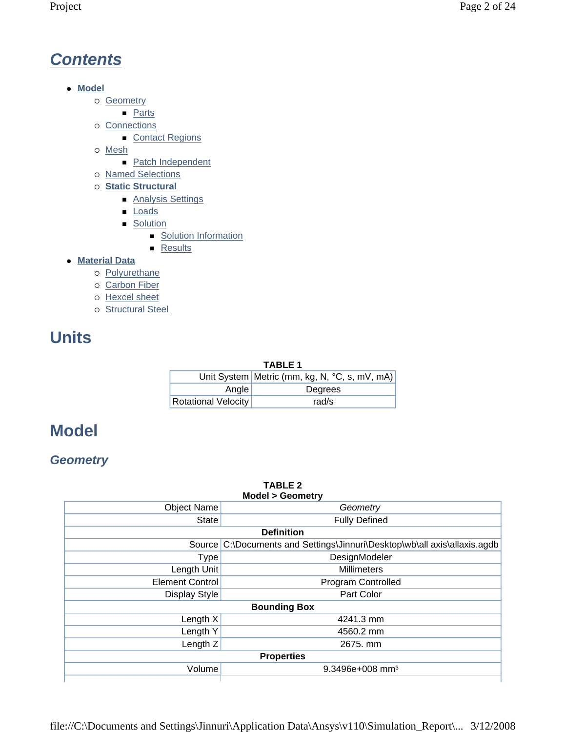# Contents

- **Model**
  - Geometry
    - Parts
  - Connections
    - Contact Regions
  - Mesh
    - Patch Independent
  - Named Selections
  - **Static Structural**
    - Analysis Settings
    - Loads
    - Solution
      - Solution Information
      - Results
- **Material Data**
  - Polyurethane
  - Carbon Fiber
  - Hexcel sheet
  - Structural Steel

# Units

**TABLE 1**

| | |
|---|---|
| Unit System | Metric (mm, kg, N, °C, s, mV, mA) |
| Angle | Degrees |
| Rotational Velocity | rad/s |

# Model

## *Geometry*

**TABLE 2**
**Model > Geometry**

| | |
|---|---|
| Object Name | *Geometry* |
| State | Fully Defined |
| **Definition** | |
| Source | C:\Documents and Settings\Jinnuri\Desktop\wb\all axis\allaxis.agdb |
| Type | DesignModeler |
| Length Unit | Millimeters |
| Element Control | Program Controlled |
| Display Style | Part Color |
| **Bounding Box** | |
| Length X | 4241.3 mm |
| Length Y | 4560.2 mm |
| Length Z | 2675. mm |
| **Properties** | |
| Volume | 9.3496e+008 mm³ |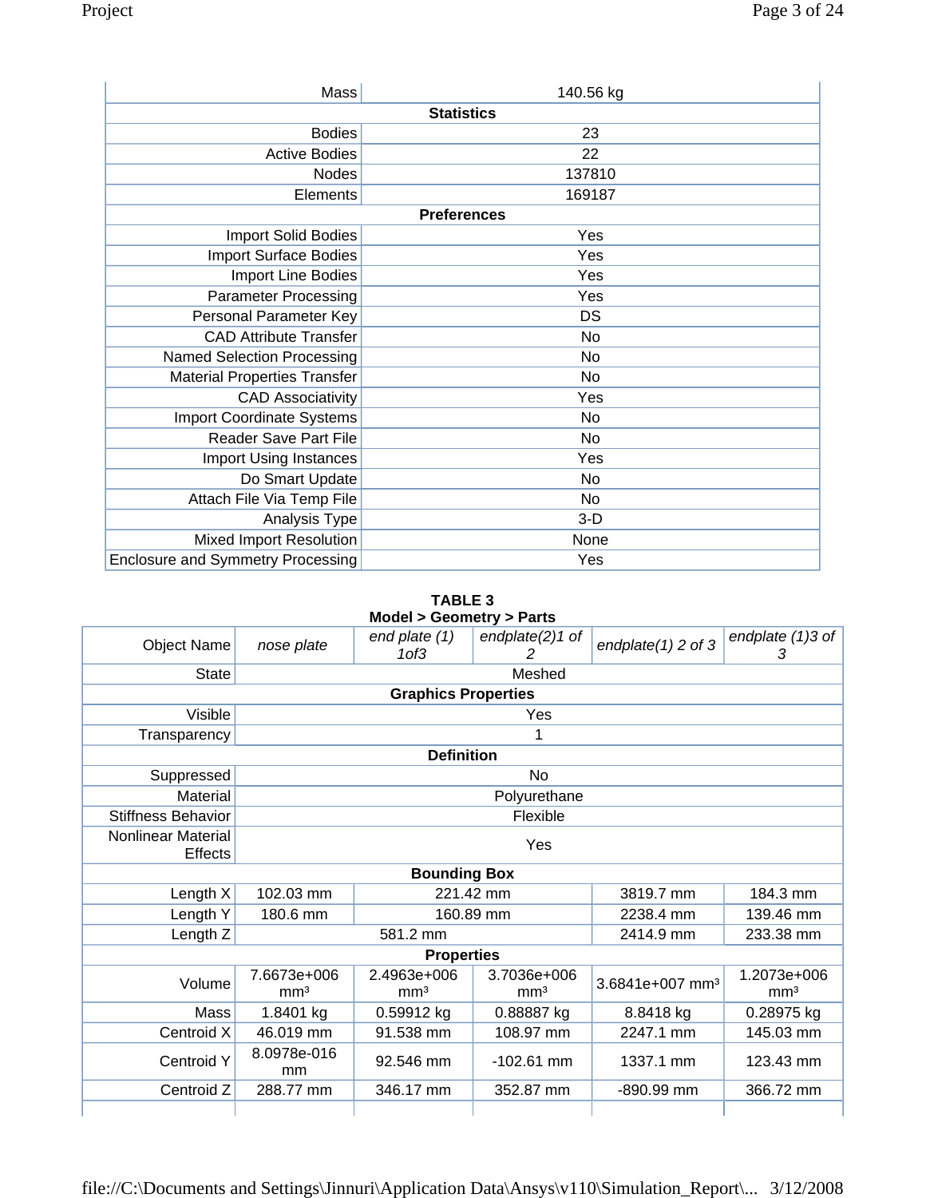| | |
|---|---|
| Mass | 140.56 kg |
| **Statistics** | |
| Bodies | 23 |
| Active Bodies | 22 |
| Nodes | 137810 |
| Elements | 169187 |
| **Preferences** | |
| Import Solid Bodies | Yes |
| Import Surface Bodies | Yes |
| Import Line Bodies | Yes |
| Parameter Processing | Yes |
| Personal Parameter Key | DS |
| CAD Attribute Transfer | No |
| Named Selection Processing | No |
| Material Properties Transfer | No |
| CAD Associativity | Yes |
| Import Coordinate Systems | No |
| Reader Save Part File | No |
| Import Using Instances | Yes |
| Do Smart Update | No |
| Attach File Via Temp File | No |
| Analysis Type | 3-D |
| Mixed Import Resolution | None |
| Enclosure and Symmetry Processing | Yes |

**TABLE 3**
**Model > Geometry > Parts**

| Object Name | *nose plate* | *end plate (1) 1of3* | *endplate(2)1 of 2* | *endplate(1) 2 of 3* | *endplate (1)3 of 3* |
|---|---|---|---|---|---|
| State | Meshed | | | | |
| **Graphics Properties** | | | | | |
| Visible | Yes | | | | |
| Transparency | 1 | | | | |
| **Definition** | | | | | |
| Suppressed | No | | | | |
| Material | Polyurethane | | | | |
| Stiffness Behavior | Flexible | | | | |
| Nonlinear Material Effects | Yes | | | | |
| **Bounding Box** | | | | | |
| Length X | 102.03 mm | 221.42 mm | | 3819.7 mm | 184.3 mm |
| Length Y | 180.6 mm | 160.89 mm | | 2238.4 mm | 139.46 mm |
| Length Z | 581.2 mm | | | 2414.9 mm | 233.38 mm |
| **Properties** | | | | | |
| Volume | 7.6673e+006 mm³ | 2.4963e+006 mm³ | 3.7036e+006 mm³ | 3.6841e+007 mm³ | 1.2073e+006 mm³ |
| Mass | 1.8401 kg | 0.59912 kg | 0.88887 kg | 8.8418 kg | 0.28975 kg |
| Centroid X | 46.019 mm | 91.538 mm | 108.97 mm | 2247.1 mm | 145.03 mm |
| Centroid Y | 8.0978e-016 mm | 92.546 mm | -102.61 mm | 1337.1 mm | 123.43 mm |
| Centroid Z | 288.77 mm | 346.17 mm | 352.87 mm | -890.99 mm | 366.72 mm |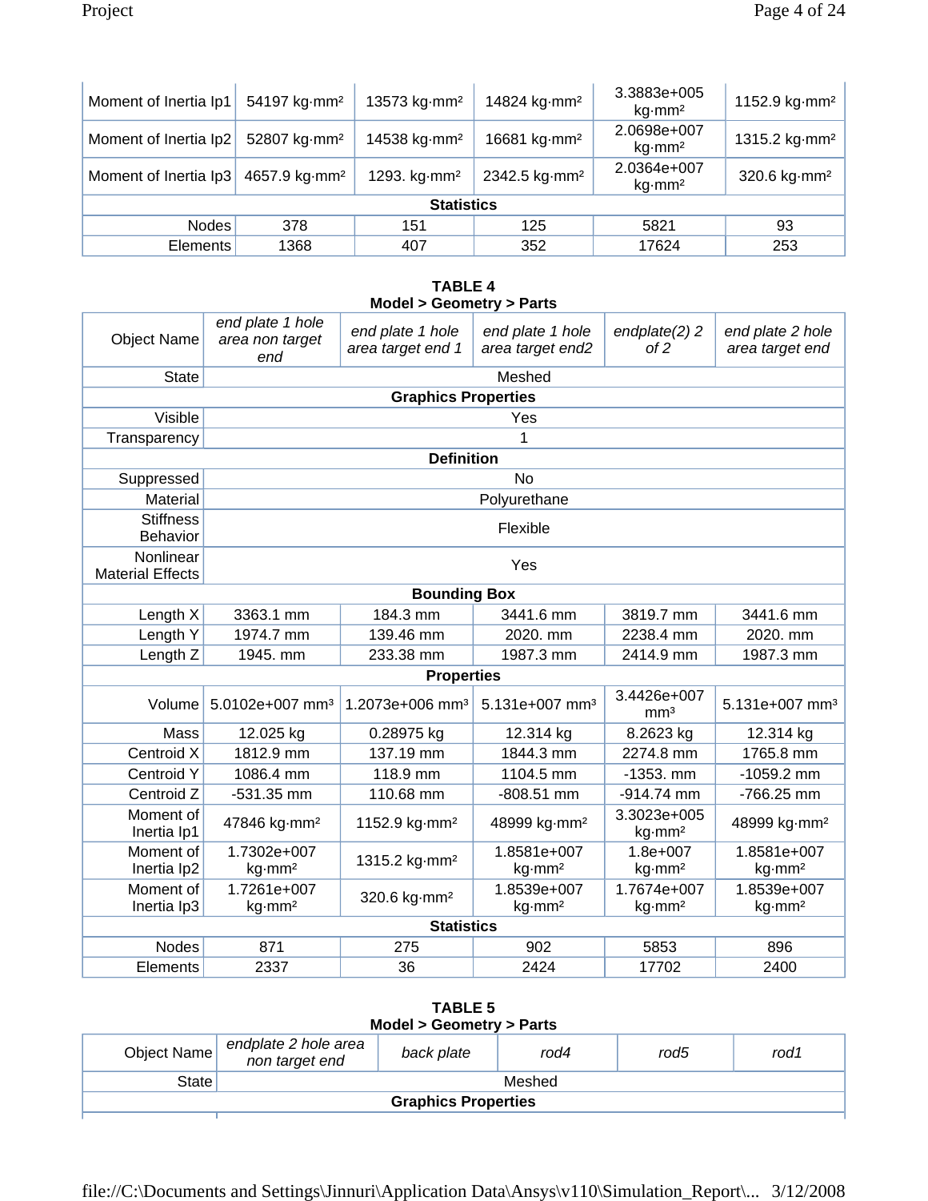| Moment of Inertia Ip1 | 54197 kg·mm² | 13573 kg·mm² | 14824 kg·mm² | 3.3883e+005 kg·mm² | 1152.9 kg·mm² |
|---|---|---|---|---|---|
| Moment of Inertia Ip2 | 52807 kg·mm² | 14538 kg·mm² | 16681 kg·mm² | 2.0698e+007 kg·mm² | 1315.2 kg·mm² |
| Moment of Inertia Ip3 | 4657.9 kg·mm² | 1293. kg·mm² | 2342.5 kg·mm² | 2.0364e+007 kg·mm² | 320.6 kg·mm² |
| **Statistics** | | | | | |
| Nodes | 378 | 151 | 125 | 5821 | 93 |
| Elements | 1368 | 407 | 352 | 17624 | 253 |

**TABLE 4**
**Model > Geometry > Parts**

| Object Name | *end plate 1 hole area non target end* | *end plate 1 hole area target end 1* | *end plate 1 hole area target end2* | *endplate(2) 2 of 2* | *end plate 2 hole area target end* |
|---|---|---|---|---|---|
| State | Meshed | | | | |
| **Graphics Properties** | | | | | |
| Visible | Yes | | | | |
| Transparency | 1 | | | | |
| **Definition** | | | | | |
| Suppressed | No | | | | |
| Material | Polyurethane | | | | |
| Stiffness Behavior | Flexible | | | | |
| Nonlinear Material Effects | Yes | | | | |
| **Bounding Box** | | | | | |
| Length X | 3363.1 mm | 184.3 mm | 3441.6 mm | 3819.7 mm | 3441.6 mm |
| Length Y | 1974.7 mm | 139.46 mm | 2020. mm | 2238.4 mm | 2020. mm |
| Length Z | 1945. mm | 233.38 mm | 1987.3 mm | 2414.9 mm | 1987.3 mm |
| **Properties** | | | | | |
| Volume | 5.0102e+007 mm³ | 1.2073e+006 mm³ | 5.131e+007 mm³ | 3.4426e+007 mm³ | 5.131e+007 mm³ |
| Mass | 12.025 kg | 0.28975 kg | 12.314 kg | 8.2623 kg | 12.314 kg |
| Centroid X | 1812.9 mm | 137.19 mm | 1844.3 mm | 2274.8 mm | 1765.8 mm |
| Centroid Y | 1086.4 mm | 118.9 mm | 1104.5 mm | -1353. mm | -1059.2 mm |
| Centroid Z | -531.35 mm | 110.68 mm | -808.51 mm | -914.74 mm | -766.25 mm |
| Moment of Inertia Ip1 | 47846 kg·mm² | 1152.9 kg·mm² | 48999 kg·mm² | 3.3023e+005 kg·mm² | 48999 kg·mm² |
| Moment of Inertia Ip2 | 1.7302e+007 kg·mm² | 1315.2 kg·mm² | 1.8581e+007 kg·mm² | 1.8e+007 kg·mm² | 1.8581e+007 kg·mm² |
| Moment of Inertia Ip3 | 1.7261e+007 kg·mm² | 320.6 kg·mm² | 1.8539e+007 kg·mm² | 1.7674e+007 kg·mm² | 1.8539e+007 kg·mm² |
| **Statistics** | | | | | |
| Nodes | 871 | 275 | 902 | 5853 | 896 |
| Elements | 2337 | 36 | 2424 | 17702 | 2400 |

**TABLE 5**
**Model > Geometry > Parts**

| Object Name | *endplate 2 hole area non target end* | *back plate* | *rod4* | *rod5* | *rod1* |
|---|---|---|---|---|---|
| State | Meshed | | | | |
| **Graphics Properties** | | | | | |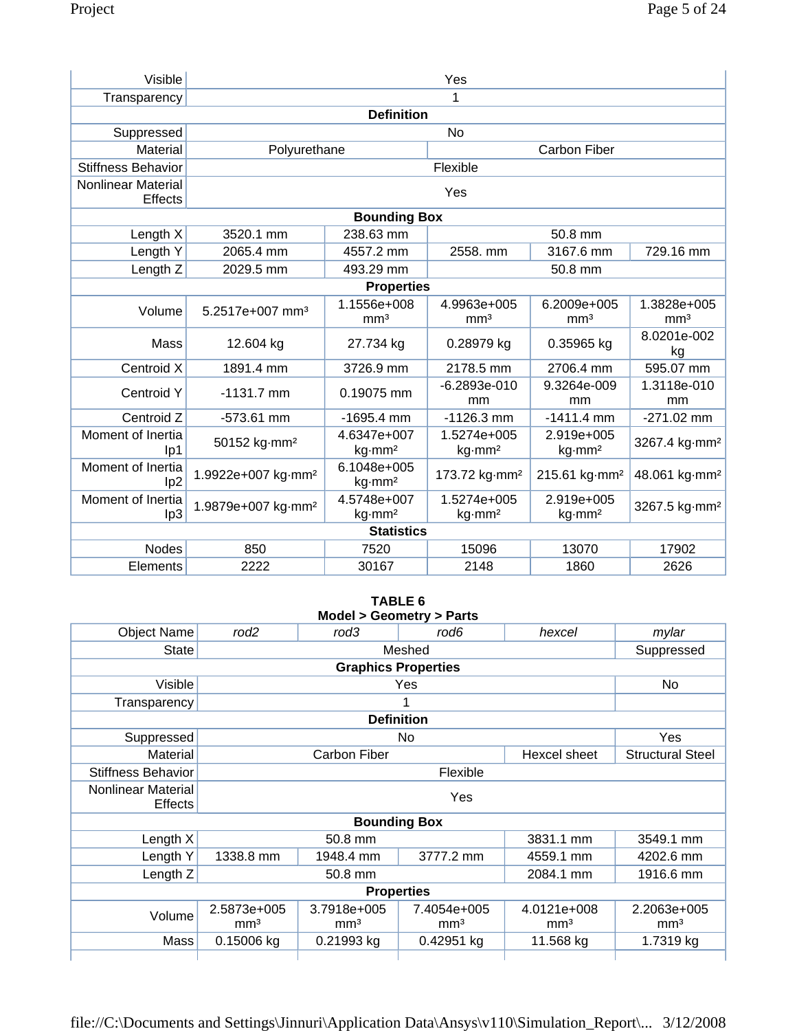| | | | | | |
|---|---|---|---|---|---|
| Visible | Yes | | | | |
| Transparency | 1 | | | | |
| **Definition** | | | | | |
| Suppressed | No | | | | |
| Material | Polyurethane | | Carbon Fiber | | |
| Stiffness Behavior | Flexible | | | | |
| Nonlinear Material Effects | Yes | | | | |
| **Bounding Box** | | | | | |
| Length X | 3520.1 mm | 238.63 mm | 50.8 mm | | |
| Length Y | 2065.4 mm | 4557.2 mm | 2558. mm | 3167.6 mm | 729.16 mm |
| Length Z | 2029.5 mm | 493.29 mm | 50.8 mm | | |
| **Properties** | | | | | |
| Volume | 5.2517e+007 mm³ | 1.1556e+008 mm³ | 4.9963e+005 mm³ | 6.2009e+005 mm³ | 1.3828e+005 mm³ |
| Mass | 12.604 kg | 27.734 kg | 0.28979 kg | 0.35965 kg | 8.0201e-002 kg |
| Centroid X | 1891.4 mm | 3726.9 mm | 2178.5 mm | 2706.4 mm | 595.07 mm |
| Centroid Y | -1131.7 mm | 0.19075 mm | -6.2893e-010 mm | 9.3264e-009 mm | 1.3118e-010 mm |
| Centroid Z | -573.61 mm | -1695.4 mm | -1126.3 mm | -1411.4 mm | -271.02 mm |
| Moment of Inertia Ip1 | 50152 kg·mm² | 4.6347e+007 kg·mm² | 1.5274e+005 kg·mm² | 2.919e+005 kg·mm² | 3267.4 kg·mm² |
| Moment of Inertia Ip2 | 1.9922e+007 kg·mm² | 6.1048e+005 kg·mm² | 173.72 kg·mm² | 215.61 kg·mm² | 48.061 kg·mm² |
| Moment of Inertia Ip3 | 1.9879e+007 kg·mm² | 4.5748e+007 kg·mm² | 1.5274e+005 kg·mm² | 2.919e+005 kg·mm² | 3267.5 kg·mm² |
| **Statistics** | | | | | |
| Nodes | 850 | 7520 | 15096 | 13070 | 17902 |
| Elements | 2222 | 30167 | 2148 | 1860 | 2626 |

**TABLE 6**
**Model > Geometry > Parts**

| Object Name | *rod2* | *rod3* | *rod6* | *hexcel* | *mylar* |
|---|---|---|---|---|---|
| State | Meshed | | | | Suppressed |
| **Graphics Properties** | | | | | |
| Visible | Yes | | | | No |
| Transparency | 1 | | | | |
| **Definition** | | | | | |
| Suppressed | No | | | | Yes |
| Material | Carbon Fiber | | | Hexcel sheet | Structural Steel |
| Stiffness Behavior | Flexible | | | | |
| Nonlinear Material Effects | Yes | | | | |
| **Bounding Box** | | | | | |
| Length X | 50.8 mm | | | 3831.1 mm | 3549.1 mm |
| Length Y | 1338.8 mm | 1948.4 mm | 3777.2 mm | 4559.1 mm | 4202.6 mm |
| Length Z | 50.8 mm | | | 2084.1 mm | 1916.6 mm |
| **Properties** | | | | | |
| Volume | 2.5873e+005 mm³ | 3.7918e+005 mm³ | 7.4054e+005 mm³ | 4.0121e+008 mm³ | 2.2063e+005 mm³ |
| Mass | 0.15006 kg | 0.21993 kg | 0.42951 kg | 11.568 kg | 1.7319 kg |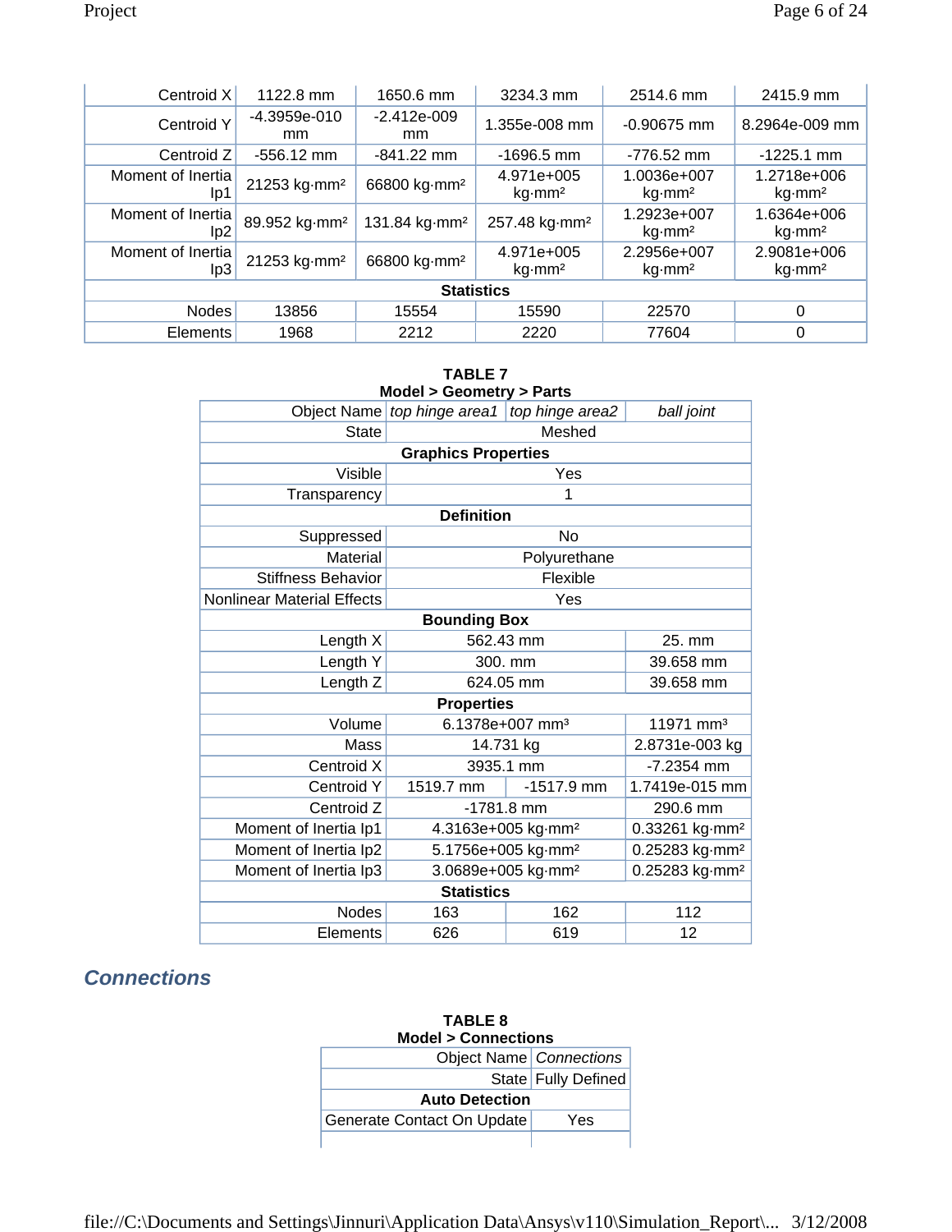| | | | | | |
|---|---|---|---|---|---|
| Centroid X | 1122.8 mm | 1650.6 mm | 3234.3 mm | 2514.6 mm | 2415.9 mm |
| Centroid Y | -4.3959e-010 mm | -2.412e-009 mm | 1.355e-008 mm | -0.90675 mm | 8.2964e-009 mm |
| Centroid Z | -556.12 mm | -841.22 mm | -1696.5 mm | -776.52 mm | -1225.1 mm |
| Moment of Inertia Ip1 | 21253 kg·mm² | 66800 kg·mm² | 4.971e+005 kg·mm² | 1.0036e+007 kg·mm² | 1.2718e+006 kg·mm² |
| Moment of Inertia Ip2 | 89.952 kg·mm² | 131.84 kg·mm² | 257.48 kg·mm² | 1.2923e+007 kg·mm² | 1.6364e+006 kg·mm² |
| Moment of Inertia Ip3 | 21253 kg·mm² | 66800 kg·mm² | 4.971e+005 kg·mm² | 2.2956e+007 kg·mm² | 2.9081e+006 kg·mm² |
| **Statistics** | | | | | |
| Nodes | 13856 | 15554 | 15590 | 22570 | 0 |
| Elements | 1968 | 2212 | 2220 | 77604 | 0 |

**TABLE 7**
**Model > Geometry > Parts**

| Object Name | *top hinge area1* | *top hinge area2* | *ball joint* |
|---|---|---|---|
| State | Meshed | | |
| **Graphics Properties** | | | |
| Visible | Yes | | |
| Transparency | 1 | | |
| **Definition** | | | |
| Suppressed | No | | |
| Material | Polyurethane | | |
| Stiffness Behavior | Flexible | | |
| Nonlinear Material Effects | Yes | | |
| **Bounding Box** | | | |
| Length X | 562.43 mm | | 25. mm |
| Length Y | 300. mm | | 39.658 mm |
| Length Z | 624.05 mm | | 39.658 mm |
| **Properties** | | | |
| Volume | 6.1378e+007 mm³ | | 11971 mm³ |
| Mass | 14.731 kg | | 2.8731e-003 kg |
| Centroid X | 3935.1 mm | | -7.2354 mm |
| Centroid Y | 1519.7 mm | -1517.9 mm | 1.7419e-015 mm |
| Centroid Z | -1781.8 mm | | 290.6 mm |
| Moment of Inertia Ip1 | 4.3163e+005 kg·mm² | | 0.33261 kg·mm² |
| Moment of Inertia Ip2 | 5.1756e+005 kg·mm² | | 0.25283 kg·mm² |
| Moment of Inertia Ip3 | 3.0689e+005 kg·mm² | | 0.25283 kg·mm² |
| **Statistics** | | | |
| Nodes | 163 | 162 | 112 |
| Elements | 626 | 619 | 12 |

## *Connections*

**TABLE 8**
**Model > Connections**

| Object Name | *Connections* |
|---|---|
| State | Fully Defined |
| **Auto Detection** | |
| Generate Contact On Update | Yes |
| | |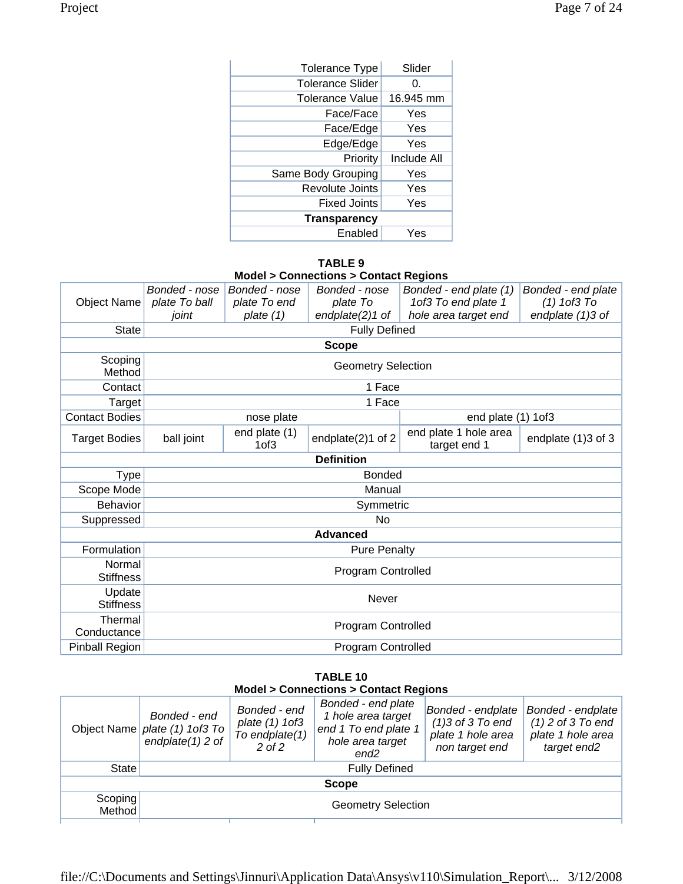| | |
|---|---|
| Tolerance Type | Slider |
| Tolerance Slider | 0. |
| Tolerance Value | 16.945 mm |
| Face/Face | Yes |
| Face/Edge | Yes |
| Edge/Edge | Yes |
| Priority | Include All |
| Same Body Grouping | Yes |
| Revolute Joints | Yes |
| Fixed Joints | Yes |
| **Transparency** | |
| Enabled | Yes |

**TABLE 9**
**Model > Connections > Contact Regions**

| Object Name | *Bonded - nose plate To ball joint* | *Bonded - nose plate To end plate (1)* | *Bonded - nose plate To endplate(2)1 of* | *Bonded - end plate (1) 1of3 To end plate 1 hole area target end* | *Bonded - end plate (1) 1of3 To endplate (1)3 of* |
|---|---|---|---|---|---|
| State | Fully Defined | | | | |
| **Scope** | | | | | |
| Scoping Method | Geometry Selection | | | | |
| Contact | 1 Face | | | | |
| Target | 1 Face | | | | |
| Contact Bodies | nose plate | | | end plate (1) 1of3 | |
| Target Bodies | ball joint | end plate (1) 1of3 | endplate(2)1 of 2 | end plate 1 hole area target end 1 | endplate (1)3 of 3 |
| **Definition** | | | | | |
| Type | Bonded | | | | |
| Scope Mode | Manual | | | | |
| Behavior | Symmetric | | | | |
| Suppressed | No | | | | |
| **Advanced** | | | | | |
| Formulation | Pure Penalty | | | | |
| Normal Stiffness | Program Controlled | | | | |
| Update Stiffness | Never | | | | |
| Thermal Conductance | Program Controlled | | | | |
| Pinball Region | Program Controlled | | | | |

**TABLE 10**
**Model > Connections > Contact Regions**

| Object Name | *Bonded - end plate (1) 1of3 To endplate(1) 2 of* | *Bonded - end plate (1) 1of3 To endplate(1) 2 of 2* | *Bonded - end plate 1 hole area target end 1 To end plate 1 hole area target end2* | *Bonded - endplate (1)3 of 3 To end plate 1 hole area non target end* | *Bonded - endplate (1) 2 of 3 To end plate 1 hole area target end2* |
|---|---|---|---|---|---|
| State | Fully Defined | | | | |
| **Scope** | | | | | |
| Scoping Method | Geometry Selection | | | | |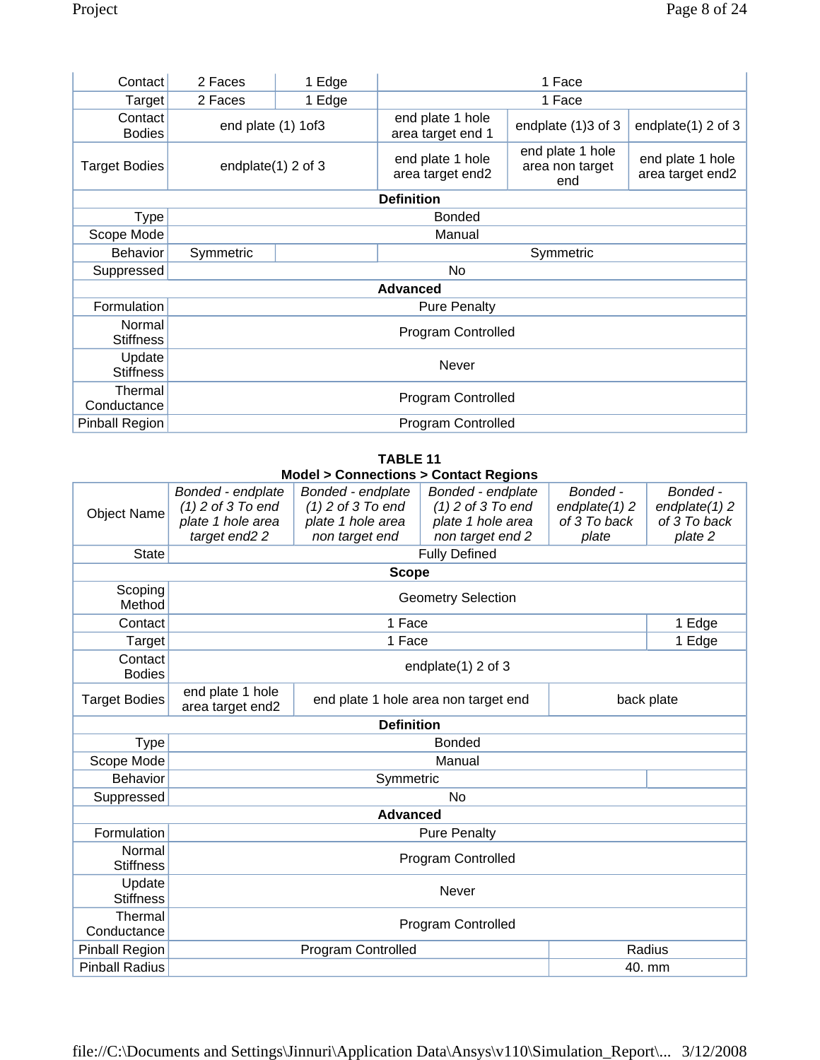| | | | | | |
|---|---|---|---|---|---|
| Contact | 2 Faces | 1 Edge | 1 Face | | |
| Target | 2 Faces | 1 Edge | 1 Face | | |
| Contact Bodies | end plate (1) 1of3 | | end plate 1 hole area target end 1 | endplate (1)3 of 3 | endplate(1) 2 of 3 |
| Target Bodies | endplate(1) 2 of 3 | | end plate 1 hole area target end2 | end plate 1 hole area non target end | end plate 1 hole area target end2 |
| **Definition** | | | | | |
| Type | Bonded | | | | |
| Scope Mode | Manual | | | | |
| Behavior | Symmetric | | Symmetric | | |
| Suppressed | No | | | | |
| **Advanced** | | | | | |
| Formulation | Pure Penalty | | | | |
| Normal Stiffness | Program Controlled | | | | |
| Update Stiffness | Never | | | | |
| Thermal Conductance | Program Controlled | | | | |
| Pinball Region | Program Controlled | | | | |

**TABLE 11**
**Model > Connections > Contact Regions**

| Object Name | *Bonded - endplate (1) 2 of 3 To end plate 1 hole area target end2 2* | *Bonded - endplate (1) 2 of 3 To end plate 1 hole area non target end* | *Bonded - endplate (1) 2 of 3 To end plate 1 hole area non target end 2* | *Bonded - endplate(1) 2 of 3 To back plate* | *Bonded - endplate(1) 2 of 3 To back plate 2* |
|---|---|---|---|---|---|
| State | Fully Defined | | | | |
| **Scope** | | | | | |
| Scoping Method | Geometry Selection | | | | |
| Contact | 1 Face | | | | 1 Edge |
| Target | 1 Face | | | | 1 Edge |
| Contact Bodies | endplate(1) 2 of 3 | | | | |
| Target Bodies | end plate 1 hole area target end2 | end plate 1 hole area non target end | | back plate | |
| **Definition** | | | | | |
| Type | Bonded | | | | |
| Scope Mode | Manual | | | | |
| Behavior | Symmetric | | | | |
| Suppressed | No | | | | |
| **Advanced** | | | | | |
| Formulation | Pure Penalty | | | | |
| Normal Stiffness | Program Controlled | | | | |
| Update Stiffness | Never | | | | |
| Thermal Conductance | Program Controlled | | | | |
| Pinball Region | Program Controlled | | | Radius | |
| Pinball Radius | | | | 40. mm | |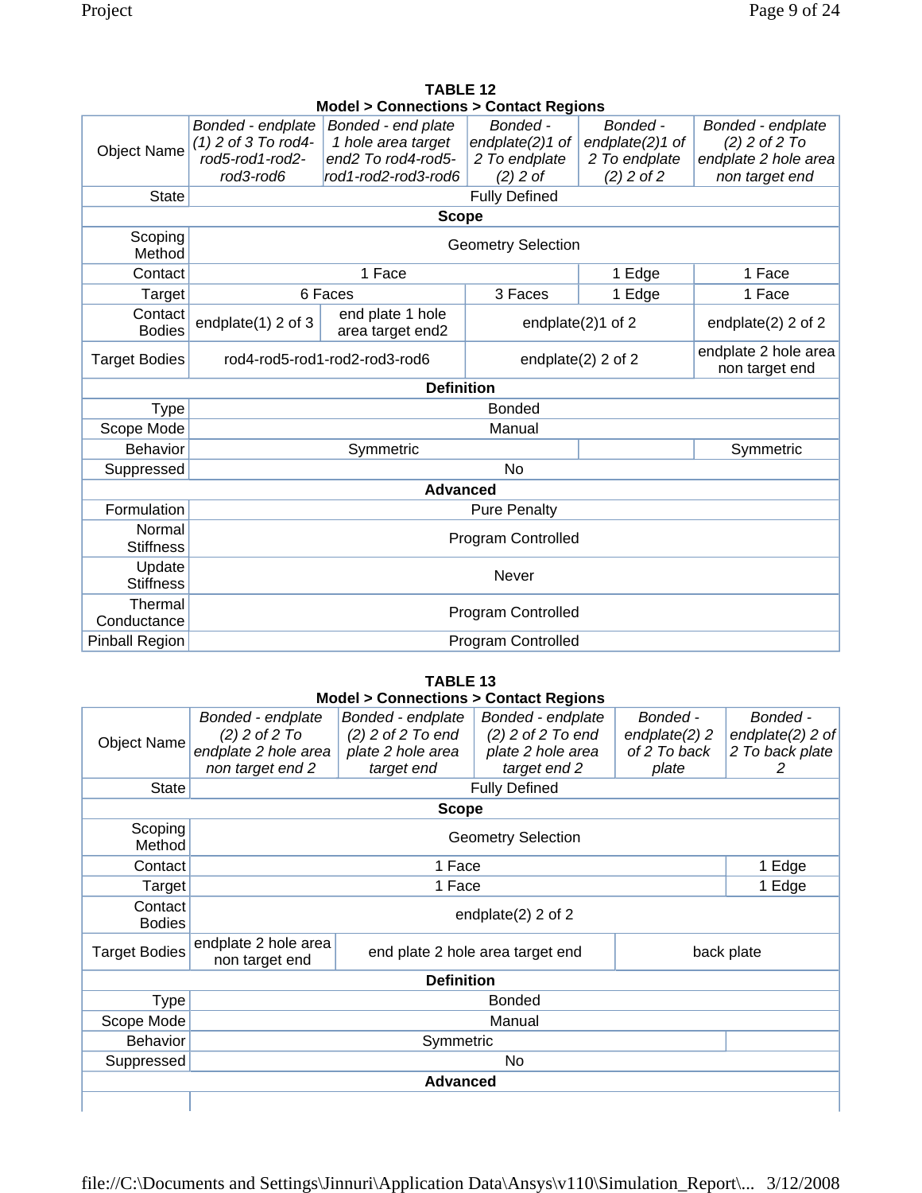**TABLE 12**
**Model > Connections > Contact Regions**

| Object Name | *Bonded - endplate (1) 2 of 3 To rod4-rod5-rod1-rod2-rod3-rod6* | *Bonded - end plate 1 hole area target end2 To rod4-rod5-rod1-rod2-rod3-rod6* | *Bonded - endplate(2)1 of 2 To endplate (2) 2 of* | *Bonded - endplate(2)1 of 2 To endplate (2) 2 of 2* | *Bonded - endplate (2) 2 of 2 To endplate 2 hole area non target end* |
|---|---|---|---|---|---|
| State | Fully Defined | | | | |
| **Scope** | | | | | |
| Scoping Method | Geometry Selection | | | | |
| Contact | 1 Face | | | 1 Edge | 1 Face |
| Target | 6 Faces | | 3 Faces | 1 Edge | 1 Face |
| Contact Bodies | endplate(1) 2 of 3 | end plate 1 hole area target end2 | endplate(2)1 of 2 | | endplate(2) 2 of 2 |
| Target Bodies | rod4-rod5-rod1-rod2-rod3-rod6 | | endplate(2) 2 of 2 | | endplate 2 hole area non target end |
| **Definition** | | | | | |
| Type | Bonded | | | | |
| Scope Mode | Manual | | | | |
| Behavior | Symmetric | | | | Symmetric |
| Suppressed | No | | | | |
| **Advanced** | | | | | |
| Formulation | Pure Penalty | | | | |
| Normal Stiffness | Program Controlled | | | | |
| Update Stiffness | Never | | | | |
| Thermal Conductance | Program Controlled | | | | |
| Pinball Region | Program Controlled | | | | |

**TABLE 13**
**Model > Connections > Contact Regions**

| Object Name | *Bonded - endplate (2) 2 of 2 To endplate 2 hole area non target end 2* | *Bonded - endplate (2) 2 of 2 To end plate 2 hole area target end* | *Bonded - endplate (2) 2 of 2 To end plate 2 hole area target end 2* | *Bonded - endplate(2) 2 of 2 To back plate* | *Bonded - endplate(2) 2 of 2 To back plate 2* |
|---|---|---|---|---|---|
| State | Fully Defined | | | | |
| **Scope** | | | | | |
| Scoping Method | Geometry Selection | | | | |
| Contact | 1 Face | | | | 1 Edge |
| Target | 1 Face | | | | 1 Edge |
| Contact Bodies | endplate(2) 2 of 2 | | | | |
| Target Bodies | endplate 2 hole area non target end | end plate 2 hole area target end | | back plate | |
| **Definition** | | | | | |
| Type | Bonded | | | | |
| Scope Mode | Manual | | | | |
| Behavior | Symmetric | | | | |
| Suppressed | No | | | | |
| **Advanced** | | | | | |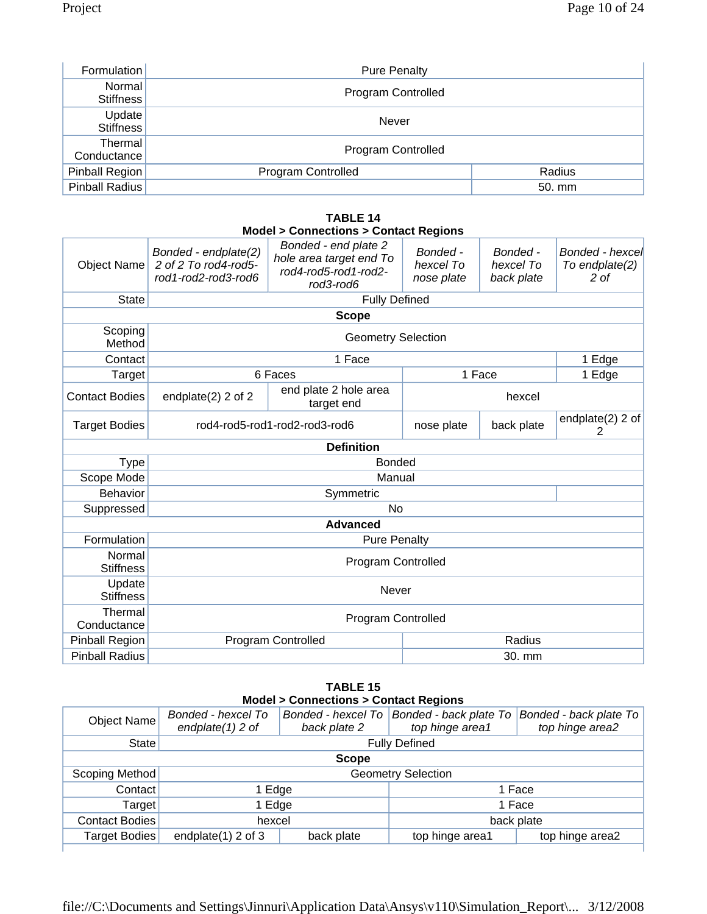| | | |
|---|---|---|
| Formulation | Pure Penalty | |
| Normal Stiffness | Program Controlled | |
| Update Stiffness | Never | |
| Thermal Conductance | Program Controlled | |
| Pinball Region | Program Controlled | Radius |
| Pinball Radius | | 50. mm |

**TABLE 14**
**Model > Connections > Contact Regions**

| Object Name | *Bonded - endplate(2) 2 of 2 To rod4-rod5-rod1-rod2-rod3-rod6* | *Bonded - end plate 2 hole area target end To rod4-rod5-rod1-rod2-rod3-rod6* | *Bonded - hexcel To nose plate* | *Bonded - hexcel To back plate* | *Bonded - hexcel To endplate(2) 2 of* |
|---|---|---|---|---|---|
| State | Fully Defined | | | | |
| **Scope** | | | | | |
| Scoping Method | Geometry Selection | | | | |
| Contact | 1 Face | | | | 1 Edge |
| Target | 6 Faces | | 1 Face | | 1 Edge |
| Contact Bodies | endplate(2) 2 of 2 | end plate 2 hole area target end | hexcel | | |
| Target Bodies | rod4-rod5-rod1-rod2-rod3-rod6 | | nose plate | back plate | endplate(2) 2 of 2 |
| **Definition** | | | | | |
| Type | Bonded | | | | |
| Scope Mode | Manual | | | | |
| Behavior | Symmetric | | | | |
| Suppressed | No | | | | |
| **Advanced** | | | | | |
| Formulation | Pure Penalty | | | | |
| Normal Stiffness | Program Controlled | | | | |
| Update Stiffness | Never | | | | |
| Thermal Conductance | Program Controlled | | | | |
| Pinball Region | Program Controlled | | Radius | | |
| Pinball Radius | | | 30. mm | | |

**TABLE 15**
**Model > Connections > Contact Regions**

| Object Name | *Bonded - hexcel To endplate(1) 2 of* | *Bonded - hexcel To back plate 2* | *Bonded - back plate To top hinge area1* | *Bonded - back plate To top hinge area2* |
|---|---|---|---|---|
| State | Fully Defined | | | |
| **Scope** | | | | |
| Scoping Method | Geometry Selection | | | |
| Contact | 1 Edge | | 1 Face | |
| Target | 1 Edge | | 1 Face | |
| Contact Bodies | hexcel | | back plate | |
| Target Bodies | endplate(1) 2 of 3 | back plate | top hinge area1 | top hinge area2 |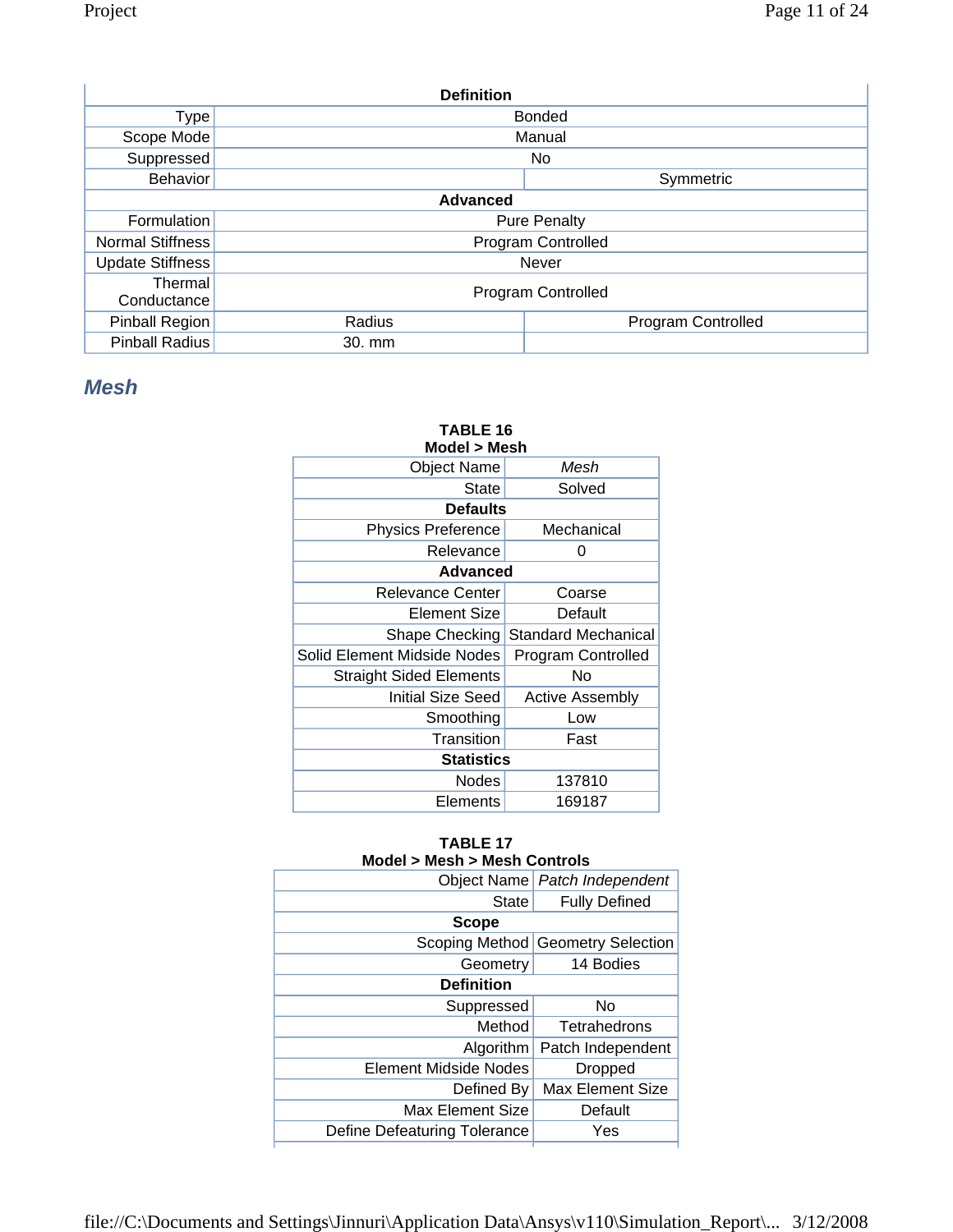| Definition | | |
|---|---|---|
| Type | Bonded | |
| Scope Mode | Manual | |
| Suppressed | No | |
| Behavior | | Symmetric |
| **Advanced** | | |
| Formulation | Pure Penalty | |
| Normal Stiffness | Program Controlled | |
| Update Stiffness | Never | |
| Thermal Conductance | Program Controlled | |
| Pinball Region | Radius | Program Controlled |
| Pinball Radius | 30. mm | |

## *Mesh*

**TABLE 16**
**Model > Mesh**

| Object Name | *Mesh* |
|---|---|
| State | Solved |
| **Defaults** | |
| Physics Preference | Mechanical |
| Relevance | 0 |
| **Advanced** | |
| Relevance Center | Coarse |
| Element Size | Default |
| Shape Checking | Standard Mechanical |
| Solid Element Midside Nodes | Program Controlled |
| Straight Sided Elements | No |
| Initial Size Seed | Active Assembly |
| Smoothing | Low |
| Transition | Fast |
| **Statistics** | |
| Nodes | 137810 |
| Elements | 169187 |

**TABLE 17**
**Model > Mesh > Mesh Controls**

| Object Name | *Patch Independent* |
|---|---|
| State | Fully Defined |
| **Scope** | |
| Scoping Method | Geometry Selection |
| Geometry | 14 Bodies |
| **Definition** | |
| Suppressed | No |
| Method | Tetrahedrons |
| Algorithm | Patch Independent |
| Element Midside Nodes | Dropped |
| Defined By | Max Element Size |
| Max Element Size | Default |
| Define Defeaturing Tolerance | Yes |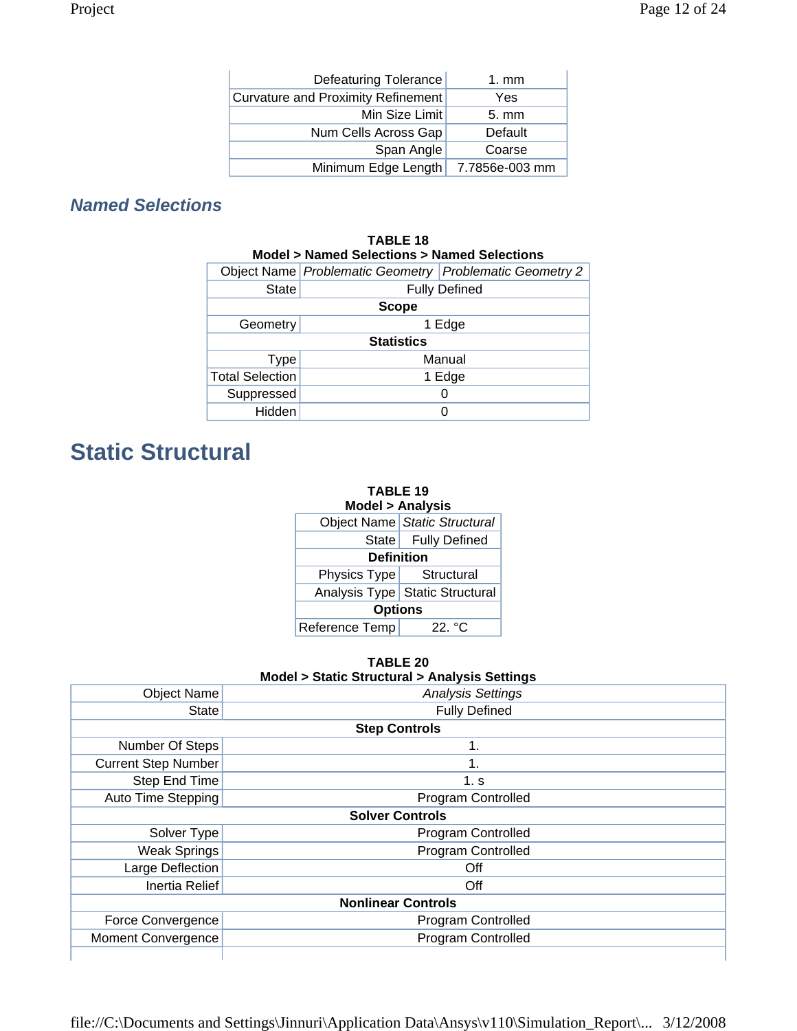| | |
|---|---|
| Defeaturing Tolerance | 1. mm |
| Curvature and Proximity Refinement | Yes |
| Min Size Limit | 5. mm |
| Num Cells Across Gap | Default |
| Span Angle | Coarse |
| Minimum Edge Length | 7.7856e-003 mm |

## *Named Selections*

**TABLE 18**
**Model > Named Selections > Named Selections**

| Object Name | *Problematic Geometry* | *Problematic Geometry 2* |
|---|---|---|
| State | Fully Defined | |
| **Scope** | | |
| Geometry | 1 Edge | |
| **Statistics** | | |
| Type | Manual | |
| Total Selection | 1 Edge | |
| Suppressed | 0 | |
| Hidden | 0 | |

# Static Structural

**TABLE 19**
**Model > Analysis**

| Object Name | *Static Structural* |
|---|---|
| State | Fully Defined |
| **Definition** | |
| Physics Type | Structural |
| Analysis Type | Static Structural |
| **Options** | |
| Reference Temp | 22. °C |

**TABLE 20**
**Model > Static Structural > Analysis Settings**

| Object Name | *Analysis Settings* |
|---|---|
| State | Fully Defined |
| **Step Controls** | |
| Number Of Steps | 1. |
| Current Step Number | 1. |
| Step End Time | 1. s |
| Auto Time Stepping | Program Controlled |
| **Solver Controls** | |
| Solver Type | Program Controlled |
| Weak Springs | Program Controlled |
| Large Deflection | Off |
| Inertia Relief | Off |
| **Nonlinear Controls** | |
| Force Convergence | Program Controlled |
| Moment Convergence | Program Controlled |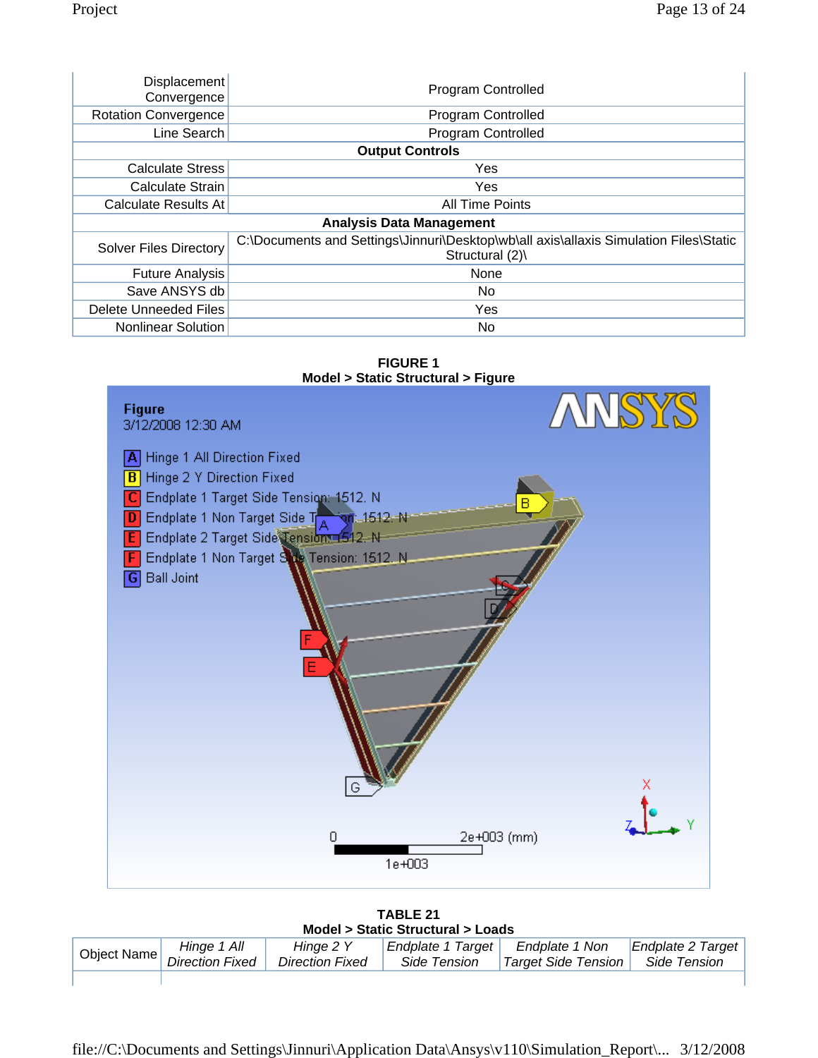| | |
|---|---|
| Displacement Convergence | Program Controlled |
| Rotation Convergence | Program Controlled |
| Line Search | Program Controlled |
| **Output Controls** | |
| Calculate Stress | Yes |
| Calculate Strain | Yes |
| Calculate Results At | All Time Points |
| **Analysis Data Management** | |
| Solver Files Directory | C:\Documents and Settings\Jinnuri\Desktop\wb\all axis\allaxis Simulation Files\Static Structural (2)\ |
| Future Analysis | None |
| Save ANSYS db | No |
| Delete Unneeded Files | Yes |
| Nonlinear Solution | No |

**FIGURE 1**
**Model > Static Structural > Figure**

**TABLE 21**
**Model > Static Structural > Loads**

| Object Name | *Hinge 1 All Direction Fixed* | *Hinge 2 Y Direction Fixed* | *Endplate 1 Target Side Tension* | *Endplate 1 Non Target Side Tension* | *Endplate 2 Target Side Tension* |
|---|---|---|---|---|---|
| | | | | | |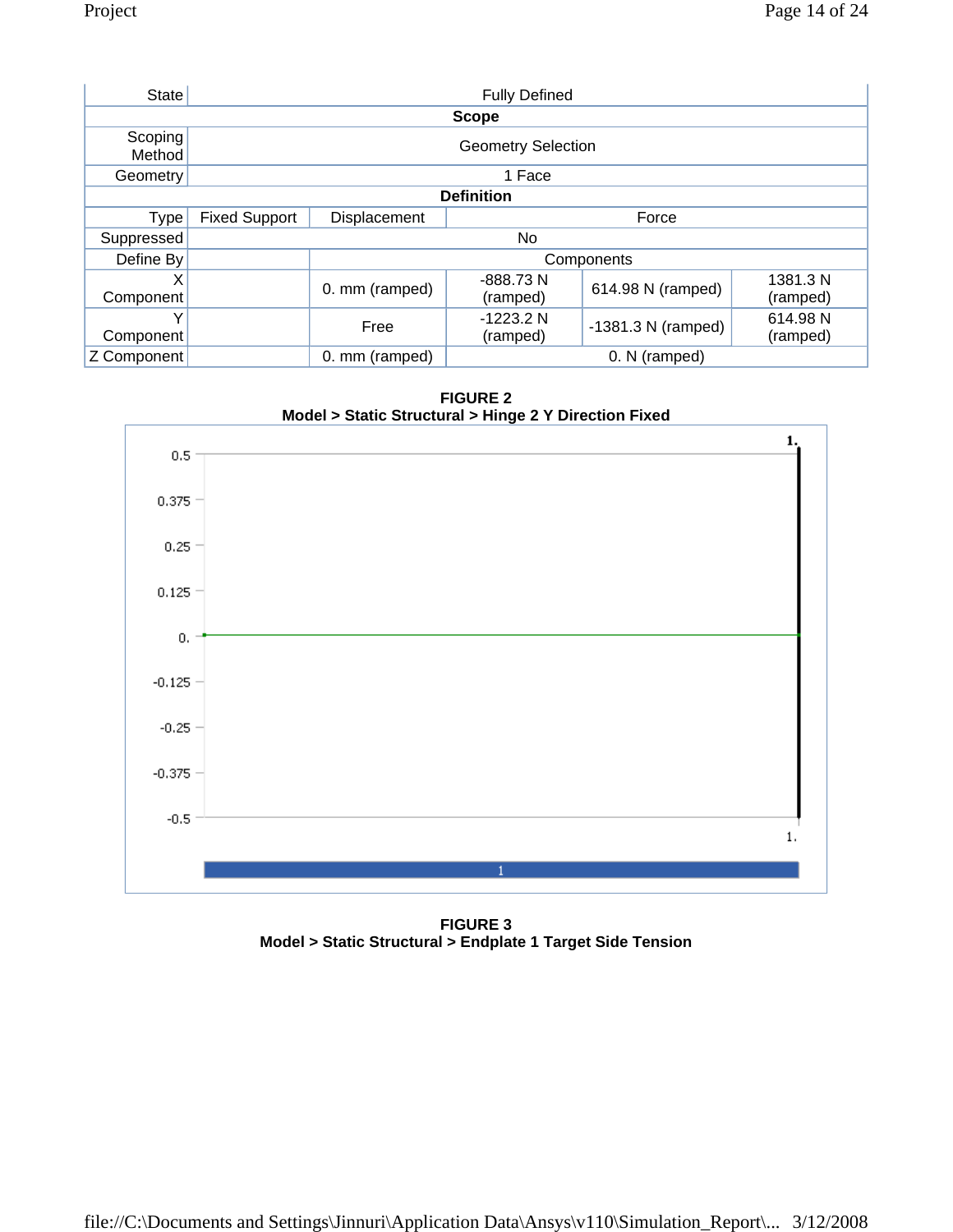| State | Fully Defined | | | | |
|---|---|---|---|---|---|
| **Scope** | | | | | |
| Scoping Method | Geometry Selection | | | | |
| Geometry | 1 Face | | | | |
| **Definition** | | | | | |
| Type | Fixed Support | Displacement | Force | | |
| Suppressed | No | | | | |
| Define By | | Components | | | |
| X Component | | 0. mm (ramped) | -888.73 N (ramped) | 614.98 N (ramped) | 1381.3 N (ramped) |
| Y Component | | Free | -1223.2 N (ramped) | -1381.3 N (ramped) | 614.98 N (ramped) |
| Z Component | | 0. mm (ramped) | 0. N (ramped) | | |

**FIGURE 2**
**Model > Static Structural > Hinge 2 Y Direction Fixed**

**FIGURE 3**
**Model > Static Structural > Endplate 1 Target Side Tension**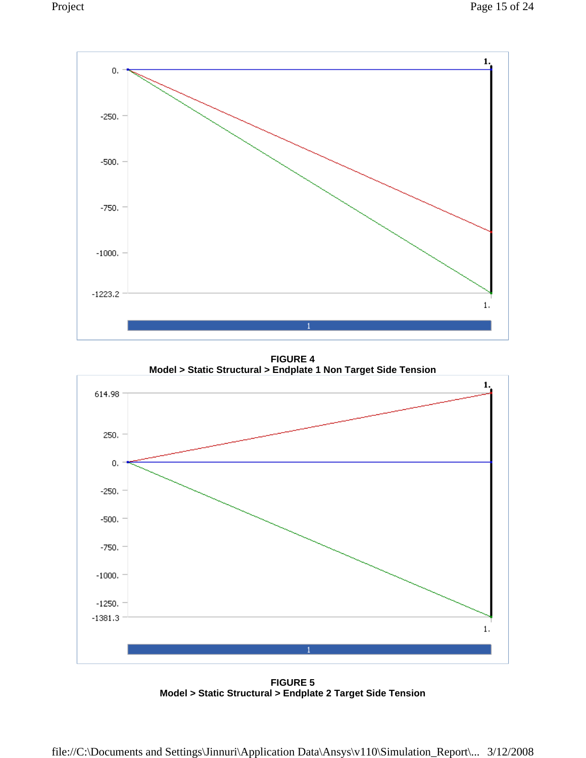FIGURE 4
**Model > Static Structural > Endplate 1 Non Target Side Tension**

FIGURE 5
**Model > Static Structural > Endplate 2 Target Side Tension**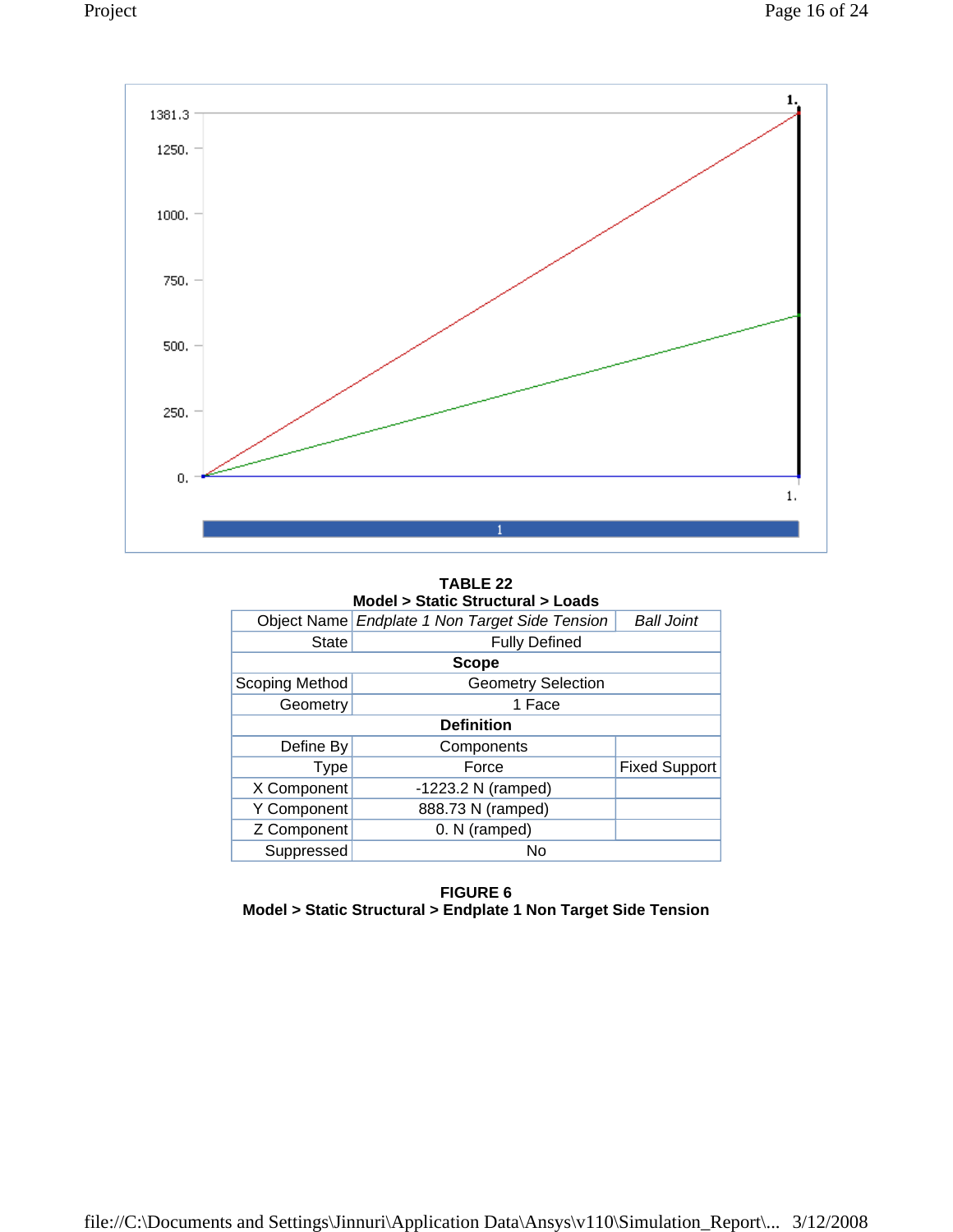**TABLE 22**
**Model > Static Structural > Loads**

| Object Name | *Endplate 1 Non Target Side Tension* | *Ball Joint* |
|---|---|---|
| State | Fully Defined | |
| **Scope** | | |
| Scoping Method | Geometry Selection | |
| Geometry | 1 Face | |
| **Definition** | | |
| Define By | Components | |
| Type | Force | Fixed Support |
| X Component | -1223.2 N (ramped) | |
| Y Component | 888.73 N (ramped) | |
| Z Component | 0. N (ramped) | |
| Suppressed | No | |

**FIGURE 6**
**Model > Static Structural > Endplate 1 Non Target Side Tension**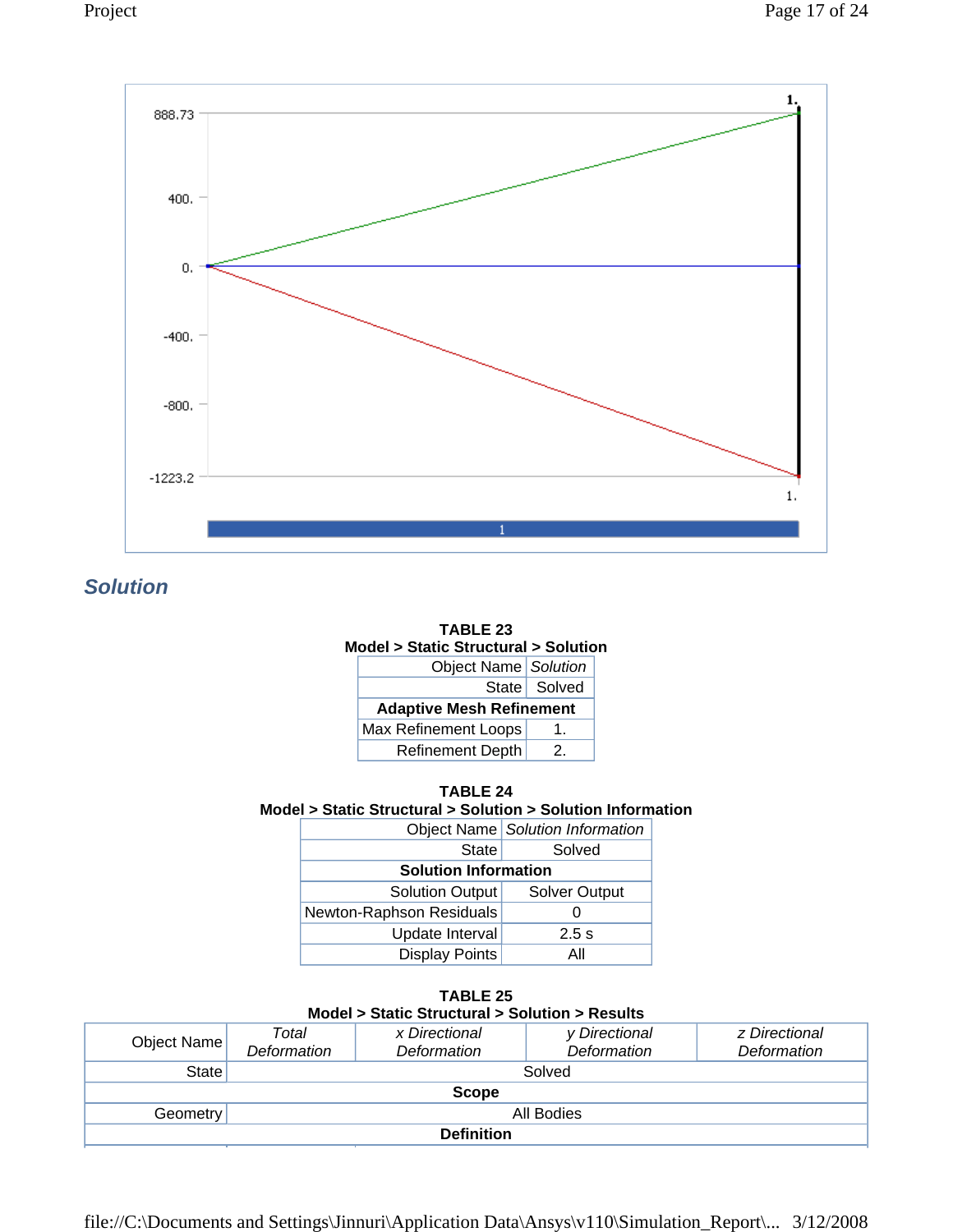888.73

400.

0.

-400.

-800.

-1223.2

1.

1.

1

## Solution

**TABLE 23**
**Model > Static Structural > Solution**

| Object Name | *Solution* |
|---|---|
| State | Solved |
| **Adaptive Mesh Refinement** | |
| Max Refinement Loops | 1. |
| Refinement Depth | 2. |

**TABLE 24**
**Model > Static Structural > Solution > Solution Information**

| Object Name | *Solution Information* |
|---|---|
| State | Solved |
| **Solution Information** | |
| Solution Output | Solver Output |
| Newton-Raphson Residuals | 0 |
| Update Interval | 2.5 s |
| Display Points | All |

**TABLE 25**
**Model > Static Structural > Solution > Results**

| Object Name | *Total Deformation* | *x Directional Deformation* | *y Directional Deformation* | *z Directional Deformation* |
|---|---|---|---|---|
| State | Solved | | | |
| **Scope** | | | | |
| Geometry | All Bodies | | | |
| **Definition** | | | | |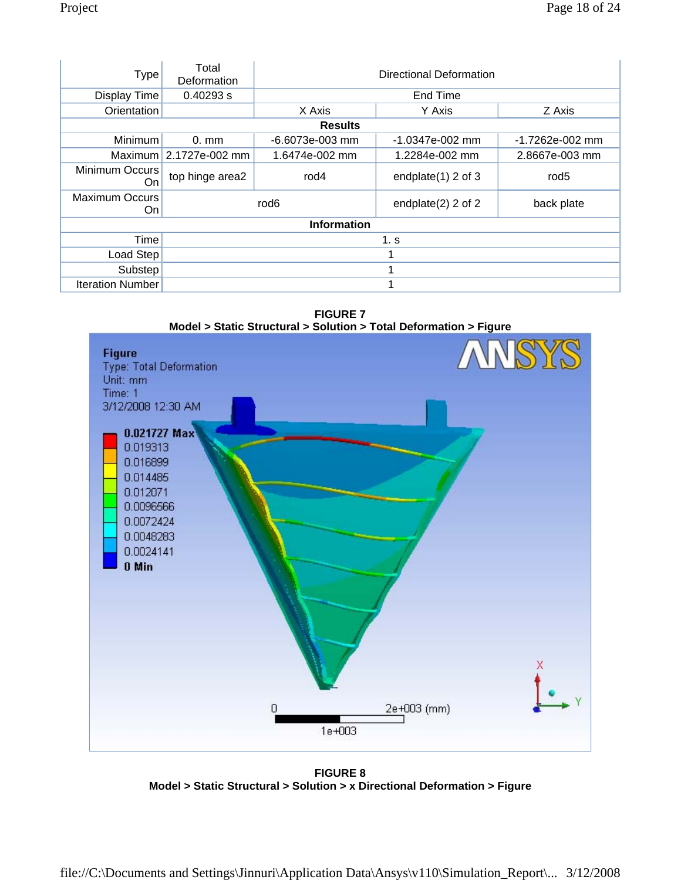| Type | Total Deformation | Directional Deformation | | |
|---|---|---|---|---|
| Display Time | 0.40293 s | End Time | | |
| Orientation | | X Axis | Y Axis | Z Axis |
| **Results** | | | | |
| Minimum | 0. mm | -6.6073e-003 mm | -1.0347e-002 mm | -1.7262e-002 mm |
| Maximum | 2.1727e-002 mm | 1.6474e-002 mm | 1.2284e-002 mm | 2.8667e-003 mm |
| Minimum Occurs On | top hinge area2 | rod4 | endplate(1) 2 of 3 | rod5 |
| Maximum Occurs On | rod6 | | endplate(2) 2 of 2 | back plate |
| **Information** | | | | |
| Time | 1. s | | | |
| Load Step | 1 | | | |
| Substep | 1 | | | |
| Iteration Number | 1 | | | |

**FIGURE 7**
**Model > Static Structural > Solution > Total Deformation > Figure**

**FIGURE 8**
**Model > Static Structural > Solution > x Directional Deformation > Figure**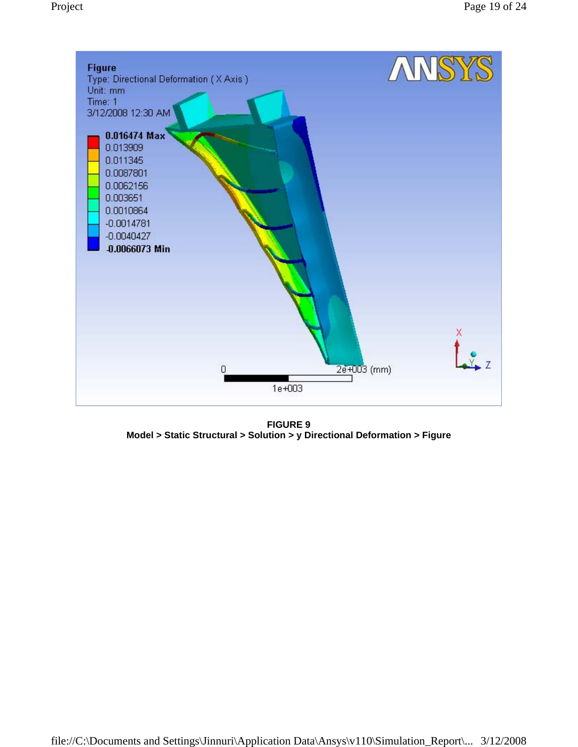**FIGURE 9**
**Model > Static Structural > Solution > y Directional Deformation > Figure**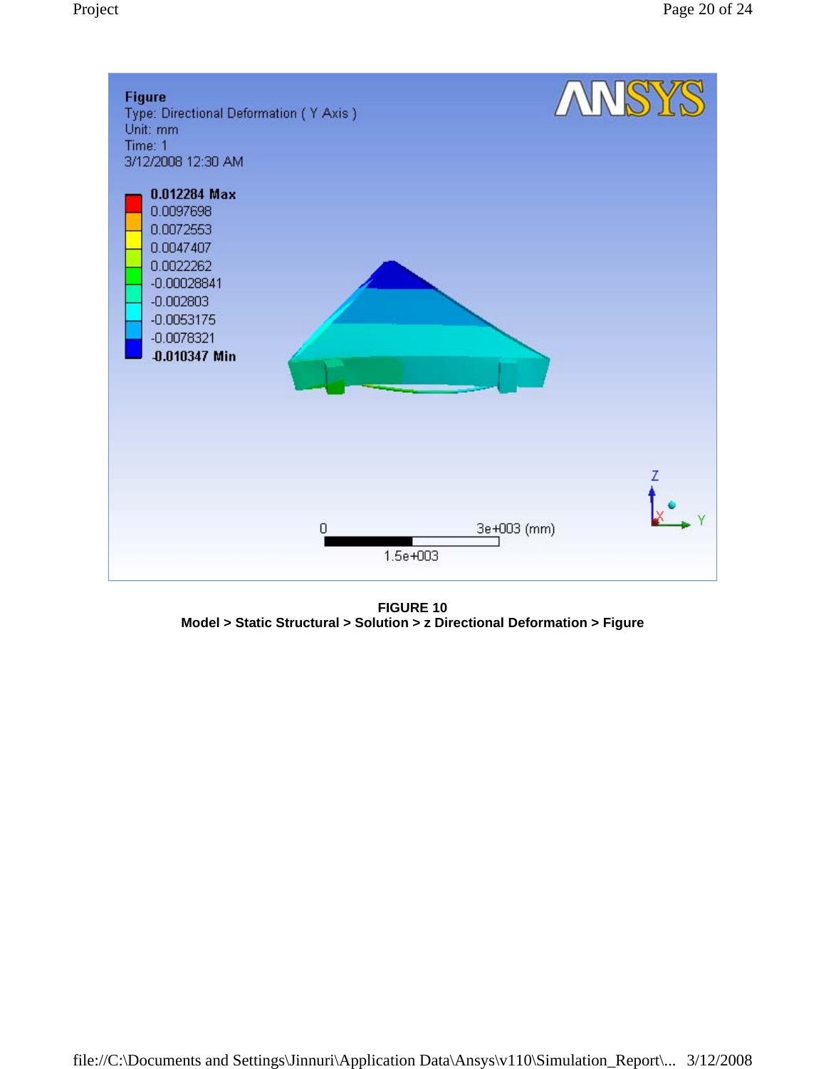Figure
Type: Directional Deformation ( Y Axis )
Unit: mm
Time: 1
3/12/2008 12:30 AM

0.012284 Max
0.0097698
0.0072553
0.0047407
0.0022262
-0.00028841
-0.002803
-0.0053175
-0.0078321
-0.010347 Min

0  3e+003 (mm)
1.5e+003

**FIGURE 10**
**Model > Static Structural > Solution > z Directional Deformation > Figure**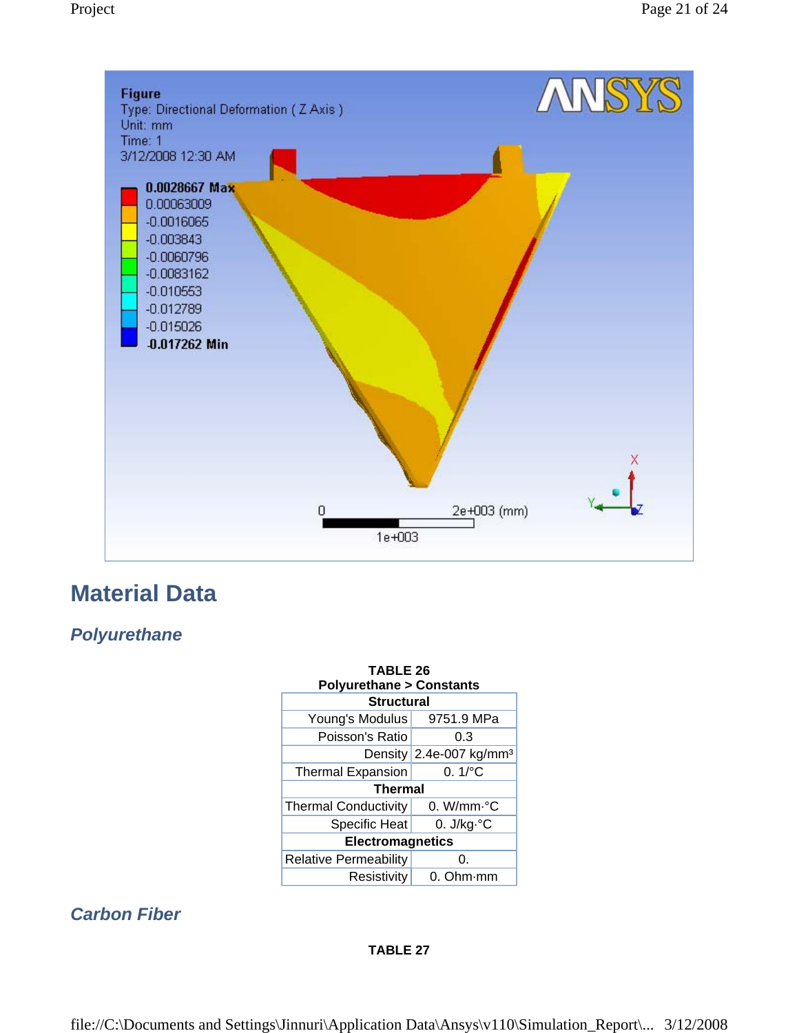Figure
Type: Directional Deformation ( Z Axis )
Unit: mm
Time: 1
3/12/2008 12:30 AM

0.0028667 Max
0.00063009
-0.0016065
-0.003843
-0.0060796
-0.0083162
-0.010553
-0.012789
-0.015026
-0.017262 Min

## Material Data

### *Polyurethane*

**TABLE 26**
**Polyurethane > Constants**

| **Structural** | |
|---|---|
| Young's Modulus | 9751.9 MPa |
| Poisson's Ratio | 0.3 |
| Density | 2.4e-007 kg/mm³ |
| Thermal Expansion | 0. 1/°C |
| **Thermal** | |
| Thermal Conductivity | 0. W/mm·°C |
| Specific Heat | 0. J/kg·°C |
| **Electromagnetics** | |
| Relative Permeability | 0. |
| Resistivity | 0. Ohm·mm |

### *Carbon Fiber*

**TABLE 27**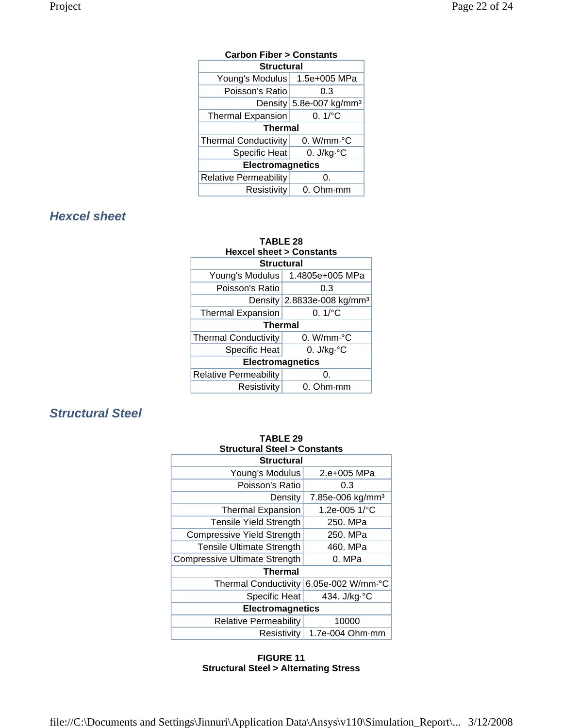**Carbon Fiber > Constants**

| Structural | |
|---|---|
| Young's Modulus | 1.5e+005 MPa |
| Poisson's Ratio | 0.3 |
| Density | 5.8e-007 kg/mm³ |
| Thermal Expansion | 0. 1/°C |
| **Thermal** | |
| Thermal Conductivity | 0. W/mm·°C |
| Specific Heat | 0. J/kg·°C |
| **Electromagnetics** | |
| Relative Permeability | 0. |
| Resistivity | 0. Ohm·mm |

### *Hexcel sheet*

**TABLE 28**
**Hexcel sheet > Constants**

| Structural | |
|---|---|
| Young's Modulus | 1.4805e+005 MPa |
| Poisson's Ratio | 0.3 |
| Density | 2.8833e-008 kg/mm³ |
| Thermal Expansion | 0. 1/°C |
| **Thermal** | |
| Thermal Conductivity | 0. W/mm·°C |
| Specific Heat | 0. J/kg·°C |
| **Electromagnetics** | |
| Relative Permeability | 0. |
| Resistivity | 0. Ohm·mm |

### *Structural Steel*

**TABLE 29**
**Structural Steel > Constants**

| Structural | |
|---|---|
| Young's Modulus | 2.e+005 MPa |
| Poisson's Ratio | 0.3 |
| Density | 7.85e-006 kg/mm³ |
| Thermal Expansion | 1.2e-005 1/°C |
| Tensile Yield Strength | 250. MPa |
| Compressive Yield Strength | 250. MPa |
| Tensile Ultimate Strength | 460. MPa |
| Compressive Ultimate Strength | 0. MPa |
| **Thermal** | |
| Thermal Conductivity | 6.05e-002 W/mm·°C |
| Specific Heat | 434. J/kg·°C |
| **Electromagnetics** | |
| Relative Permeability | 10000 |
| Resistivity | 1.7e-004 Ohm·mm |

**FIGURE 11**
**Structural Steel > Alternating Stress**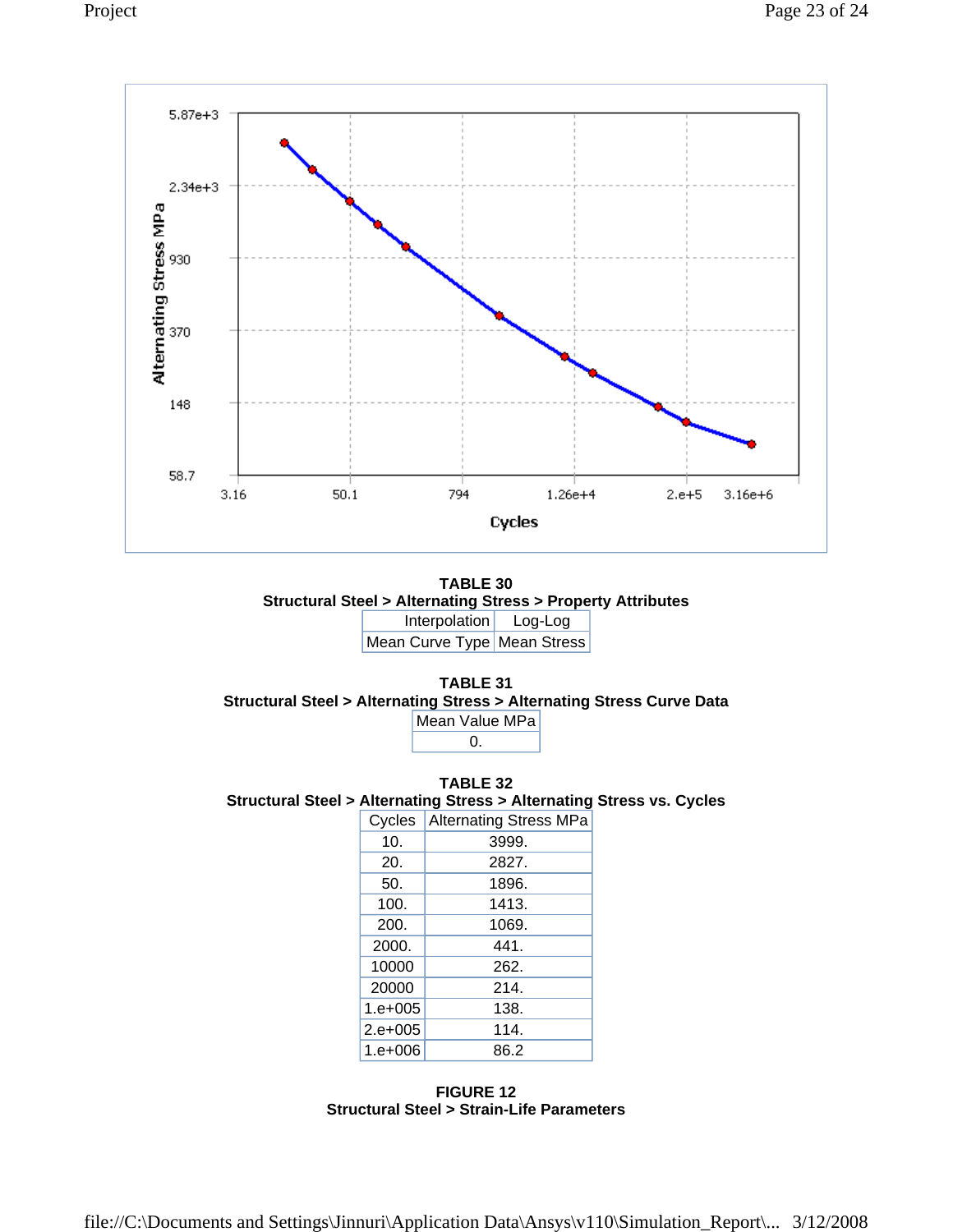**TABLE 30**
**Structural Steel > Alternating Stress > Property Attributes**

| Interpolation | Log-Log |
|---|---|
| Mean Curve Type | Mean Stress |

**TABLE 31**
**Structural Steel > Alternating Stress > Alternating Stress Curve Data**

| Mean Value MPa |
|---|
| 0. |

**TABLE 32**
**Structural Steel > Alternating Stress > Alternating Stress vs. Cycles**

| Cycles | Alternating Stress MPa |
|---|---|
| 10. | 3999. |
| 20. | 2827. |
| 50. | 1896. |
| 100. | 1413. |
| 200. | 1069. |
| 2000. | 441. |
| 10000 | 262. |
| 20000 | 214. |
| 1.e+005 | 138. |
| 2.e+005 | 114. |
| 1.e+006 | 86.2 |

**FIGURE 12**
**Structural Steel > Strain-Life Parameters**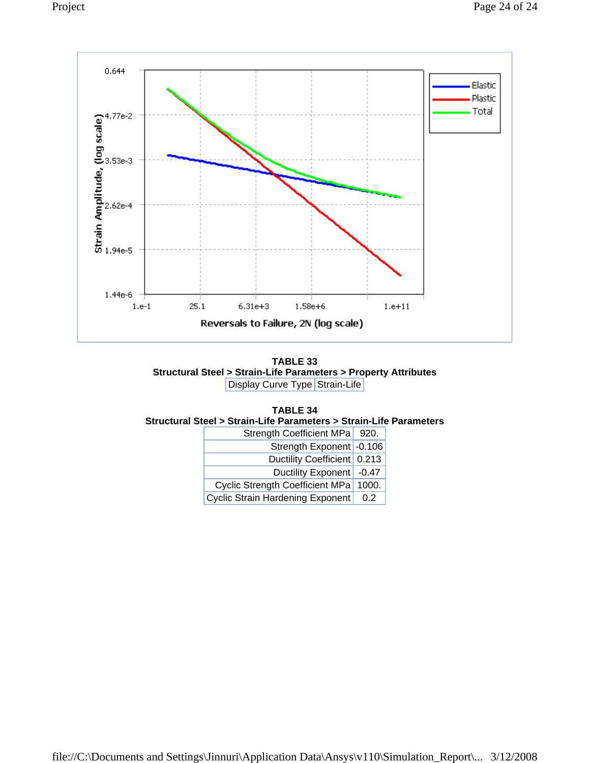0.644

4.77e-2

3.53e-3

2.62e-4

1.94e-5

1.44e-6

Strain Amplitude, (log scale)

1.e-1

25.1

6.31e+3

1.58e+6

1.e+11

Reversals to Failure, 2N (log scale)

Elastic

Plastic

Total

**TABLE 33**
**Structural Steel > Strain-Life Parameters > Property Attributes**

| | |
|---|---|
| Display Curve Type | Strain-Life |

**TABLE 34**
**Structural Steel > Strain-Life Parameters > Strain-Life Parameters**

| | |
|---|---|
| Strength Coefficient MPa | 920. |
| Strength Exponent | -0.106 |
| Ductility Coefficient | 0.213 |
| Ductility Exponent | -0.47 |
| Cyclic Strength Coefficient MPa | 1000. |
| Cyclic Strain Hardening Exponent | 0.2 |